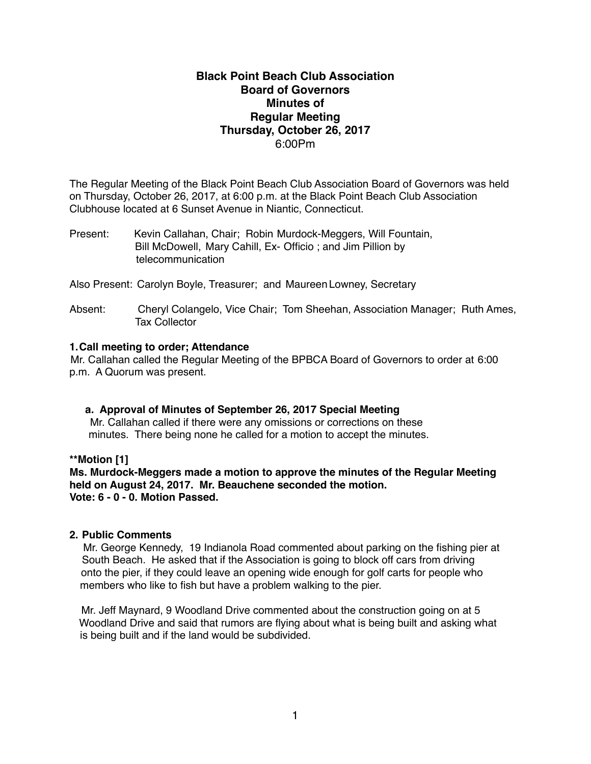# Black Point Beach Club Association
# Board of Governors
# Minutes of
# Regular Meeting
# Thursday, October 26, 2017

6:00Pm

The Regular Meeting of the Black Point Beach Club Association Board of Governors was held on Thursday, October 26, 2017, at 6:00 p.m. at the Black Point Beach Club Association Clubhouse located at 6 Sunset Avenue in Niantic, Connecticut.

Present: Kevin Callahan, Chair; Robin Murdock-Meggers, Will Fountain, Bill McDowell, Mary Cahill, Ex- Officio ; and Jim Pillion by telecommunication

Also Present: Carolyn Boyle, Treasurer; and Maureen Lowney, Secretary

Absent: Cheryl Colangelo, Vice Chair; Tom Sheehan, Association Manager; Ruth Ames, Tax Collector

### 1. Call meeting to order; Attendance

Mr. Callahan called the Regular Meeting of the BPBCA Board of Governors to order at 6:00 p.m. A Quorum was present.

**a. Approval of Minutes of September 26, 2017 Special Meeting**

Mr. Callahan called if there were any omissions or corrections on these minutes. There being none he called for a motion to accept the minutes.

**\*\*Motion [1]**
**Ms. Murdock-Meggers made a motion to approve the minutes of the Regular Meeting held on August 24, 2017. Mr. Beauchene seconded the motion.**
**Vote: 6 - 0 - 0. Motion Passed.**

### 2. Public Comments

Mr. George Kennedy, 19 Indianola Road commented about parking on the fishing pier at South Beach. He asked that if the Association is going to block off cars from driving onto the pier, if they could leave an opening wide enough for golf carts for people who members who like to fish but have a problem walking to the pier.

Mr. Jeff Maynard, 9 Woodland Drive commented about the construction going on at 5 Woodland Drive and said that rumors are flying about what is being built and asking what is being built and if the land would be subdivided.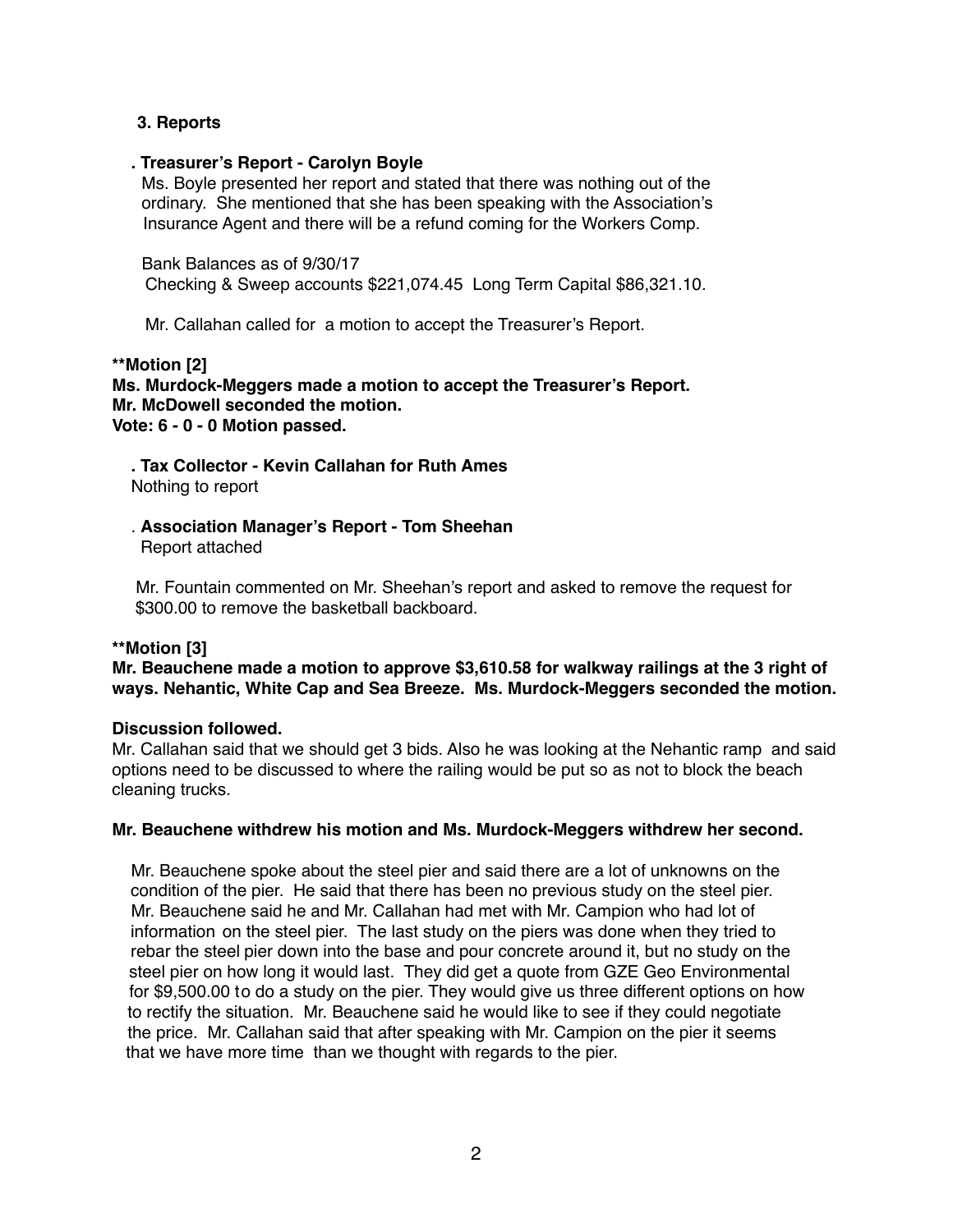### 3. Reports

**. Treasurer's Report - Carolyn Boyle**

Ms. Boyle presented her report and stated that there was nothing out of the ordinary. She mentioned that she has been speaking with the Association's Insurance Agent and there will be a refund coming for the Workers Comp.

Bank Balances as of 9/30/17
Checking & Sweep accounts $221,074.45 Long Term Capital $86,321.10.

Mr. Callahan called for a motion to accept the Treasurer's Report.

**\*\*Motion [2]**
**Ms. Murdock-Meggers made a motion to accept the Treasurer's Report.**
**Mr. McDowell seconded the motion.**
**Vote: 6 - 0 - 0 Motion passed.**

**. Tax Collector - Kevin Callahan for Ruth Ames**
Nothing to report

. **Association Manager's Report - Tom Sheehan**
Report attached

Mr. Fountain commented on Mr. Sheehan's report and asked to remove the request for $300.00 to remove the basketball backboard.

**\*\*Motion [3]**
**Mr. Beauchene made a motion to approve $3,610.58 for walkway railings at the 3 right of ways. Nehantic, White Cap and Sea Breeze. Ms. Murdock-Meggers seconded the motion.**

**Discussion followed.**
Mr. Callahan said that we should get 3 bids. Also he was looking at the Nehantic ramp and said options need to be discussed to where the railing would be put so as not to block the beach cleaning trucks.

**Mr. Beauchene withdrew his motion and Ms. Murdock-Meggers withdrew her second.**

Mr. Beauchene spoke about the steel pier and said there are a lot of unknowns on the condition of the pier. He said that there has been no previous study on the steel pier. Mr. Beauchene said he and Mr. Callahan had met with Mr. Campion who had lot of information on the steel pier. The last study on the piers was done when they tried to rebar the steel pier down into the base and pour concrete around it, but no study on the steel pier on how long it would last. They did get a quote from GZE Geo Environmental for $9,500.00 to do a study on the pier. They would give us three different options on how to rectify the situation. Mr. Beauchene said he would like to see if they could negotiate the price. Mr. Callahan said that after speaking with Mr. Campion on the pier it seems that we have more time than we thought with regards to the pier.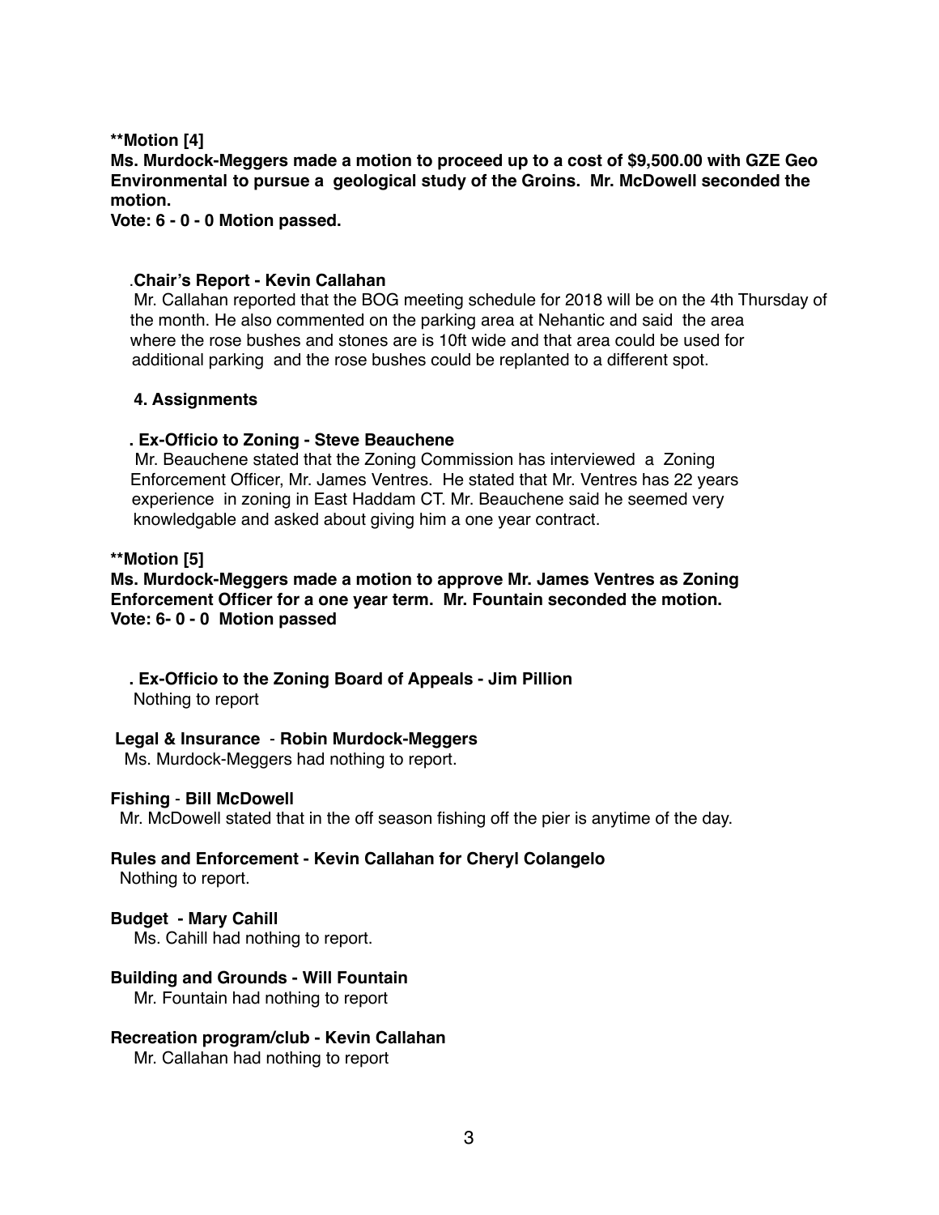**\*\*Motion [4]**

**Ms. Murdock-Meggers made a motion to proceed up to a cost of $9,500.00 with GZE Geo Environmental to pursue a geological study of the Groins. Mr. McDowell seconded the motion.**

**Vote: 6 - 0 - 0 Motion passed.**

.**Chair's Report - Kevin Callahan**

Mr. Callahan reported that the BOG meeting schedule for 2018 will be on the 4th Thursday of the month. He also commented on the parking area at Nehantic and said the area where the rose bushes and stones are is 10ft wide and that area could be used for additional parking and the rose bushes could be replanted to a different spot.

**4. Assignments**

**. Ex-Officio to Zoning - Steve Beauchene**

Mr. Beauchene stated that the Zoning Commission has interviewed a Zoning Enforcement Officer, Mr. James Ventres. He stated that Mr. Ventres has 22 years experience in zoning in East Haddam CT. Mr. Beauchene said he seemed very knowledgable and asked about giving him a one year contract.

**\*\*Motion [5]**

**Ms. Murdock-Meggers made a motion to approve Mr. James Ventres as Zoning Enforcement Officer for a one year term. Mr. Fountain seconded the motion.**

**Vote: 6- 0 - 0 Motion passed**

**. Ex-Officio to the Zoning Board of Appeals - Jim Pillion**

Nothing to report

**Legal & Insurance** - **Robin Murdock-Meggers**

Ms. Murdock-Meggers had nothing to report.

**Fishing** - **Bill McDowell**

Mr. McDowell stated that in the off season fishing off the pier is anytime of the day.

**Rules and Enforcement - Kevin Callahan for Cheryl Colangelo**

Nothing to report.

**Budget - Mary Cahill**

Ms. Cahill had nothing to report.

**Building and Grounds - Will Fountain**

Mr. Fountain had nothing to report

**Recreation program/club - Kevin Callahan**

Mr. Callahan had nothing to report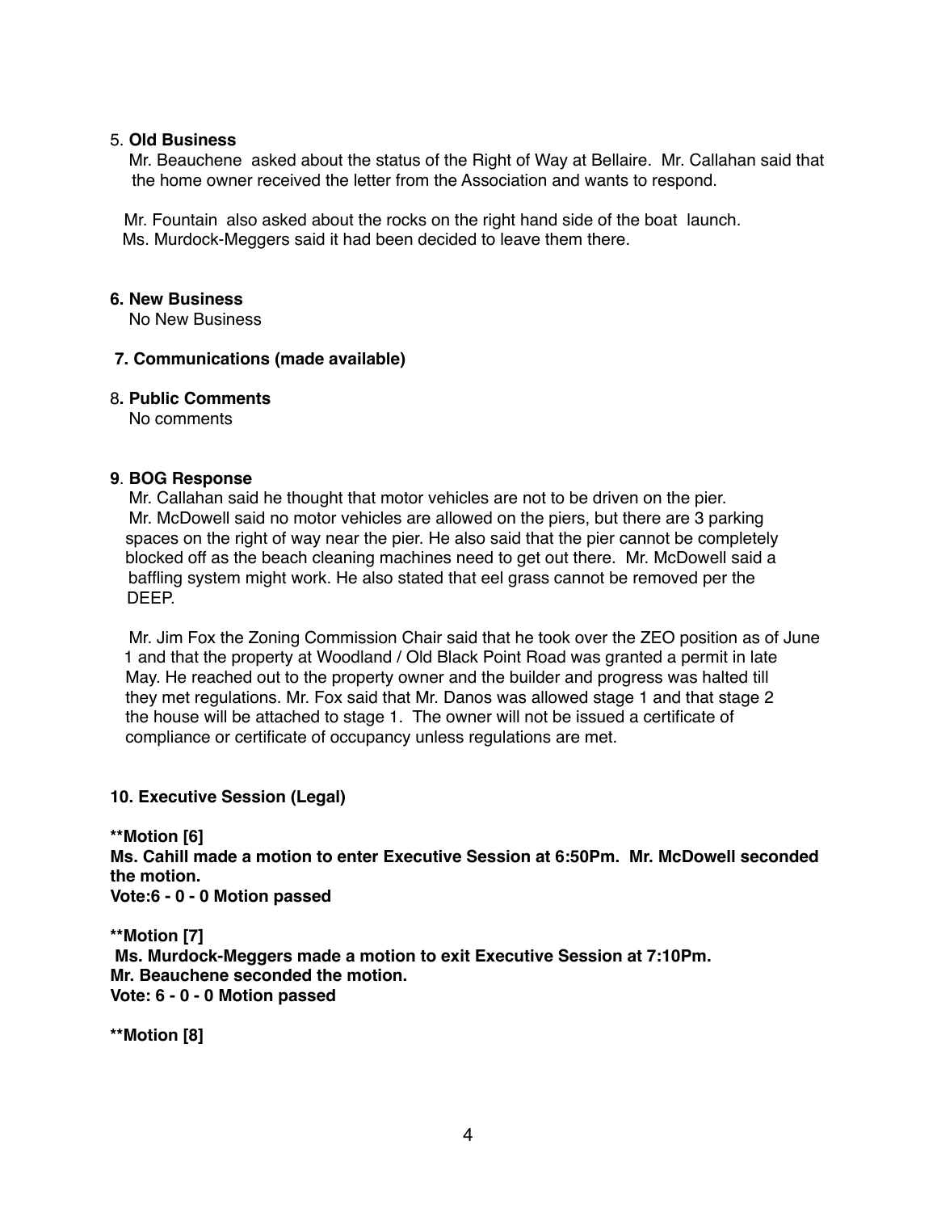5. **Old Business**

Mr. Beauchene asked about the status of the Right of Way at Bellaire. Mr. Callahan said that the home owner received the letter from the Association and wants to respond.

Mr. Fountain also asked about the rocks on the right hand side of the boat launch. Ms. Murdock-Meggers said it had been decided to leave them there.

**6. New Business**

No New Business

**7. Communications (made available)**

8**. Public Comments**

No comments

**9**. **BOG Response**

Mr. Callahan said he thought that motor vehicles are not to be driven on the pier. Mr. McDowell said no motor vehicles are allowed on the piers, but there are 3 parking spaces on the right of way near the pier. He also said that the pier cannot be completely blocked off as the beach cleaning machines need to get out there. Mr. McDowell said a baffling system might work. He also stated that eel grass cannot be removed per the DEEP.

Mr. Jim Fox the Zoning Commission Chair said that he took over the ZEO position as of June 1 and that the property at Woodland / Old Black Point Road was granted a permit in late May. He reached out to the property owner and the builder and progress was halted till they met regulations. Mr. Fox said that Mr. Danos was allowed stage 1 and that stage 2 the house will be attached to stage 1. The owner will not be issued a certificate of compliance or certificate of occupancy unless regulations are met.

**10. Executive Session (Legal)**

**Motion [6]
Ms. Cahill made a motion to enter Executive Session at 6:50Pm. Mr. McDowell seconded the motion.
Vote:6 - 0 - 0 Motion passed**

**Motion [7]
Ms. Murdock-Meggers made a motion to exit Executive Session at 7:10Pm.
Mr. Beauchene seconded the motion.
Vote: 6 - 0 - 0 Motion passed**

**Motion [8]**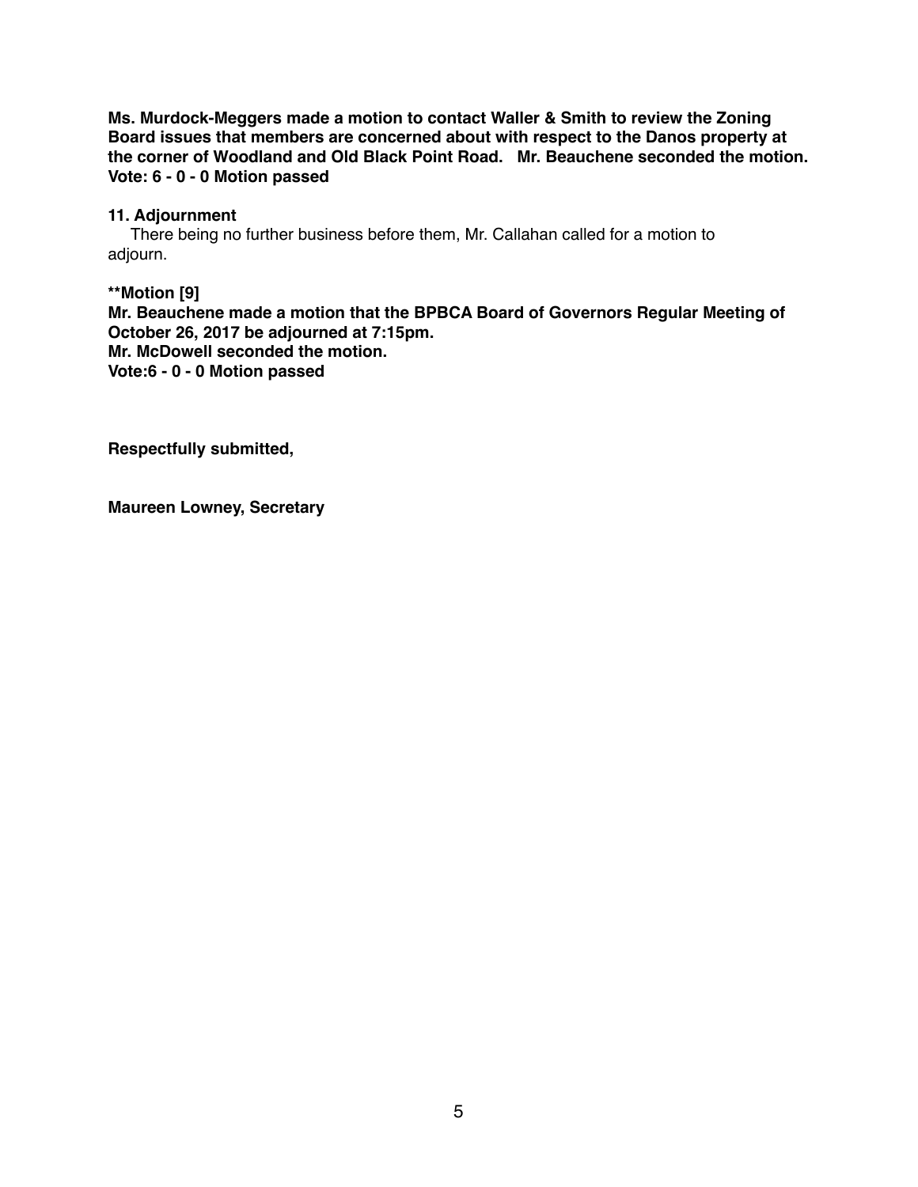**Ms. Murdock-Meggers made a motion to contact Waller & Smith to review the Zoning Board issues that members are concerned about with respect to the Danos property at the corner of Woodland and Old Black Point Road. Mr. Beauchene seconded the motion.**
**Vote: 6 - 0 - 0 Motion passed**

**11. Adjournment**

There being no further business before them, Mr. Callahan called for a motion to adjourn.

****Motion [9]**
**Mr. Beauchene made a motion that the BPBCA Board of Governors Regular Meeting of October 26, 2017 be adjourned at 7:15pm.**
**Mr. McDowell seconded the motion.**
**Vote:6 - 0 - 0 Motion passed**

**Respectfully submitted,**

**Maureen Lowney, Secretary**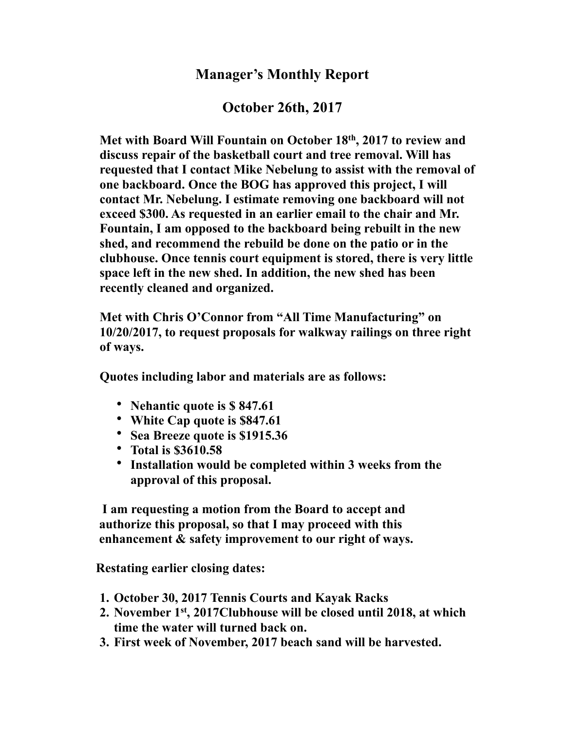# Manager's Monthly Report

## October 26th, 2017

**Met with Board Will Fountain on October 18th, 2017 to review and discuss repair of the basketball court and tree removal. Will has requested that I contact Mike Nebelung to assist with the removal of one backboard. Once the BOG has approved this project, I will contact Mr. Nebelung. I estimate removing one backboard will not exceed $300. As requested in an earlier email to the chair and Mr. Fountain, I am opposed to the backboard being rebuilt in the new shed, and recommend the rebuild be done on the patio or in the clubhouse. Once tennis court equipment is stored, there is very little space left in the new shed. In addition, the new shed has been recently cleaned and organized.**

**Met with Chris O'Connor from "All Time Manufacturing" on 10/20/2017, to request proposals for walkway railings on three right of ways.**

**Quotes including labor and materials are as follows:**

- **Nehantic quote is $ 847.61**
- **White Cap quote is $847.61**
- **Sea Breeze quote is $1915.36**
- **Total is $3610.58**
- **Installation would be completed within 3 weeks from the approval of this proposal.**

**I am requesting a motion from the Board to accept and authorize this proposal, so that I may proceed with this enhancement & safety improvement to our right of ways.**

**Restating earlier closing dates:**

1. **October 30, 2017 Tennis Courts and Kayak Racks**
2. **November 1st, 2017Clubhouse will be closed until 2018, at which time the water will turned back on.**
3. **First week of November, 2017 beach sand will be harvested.**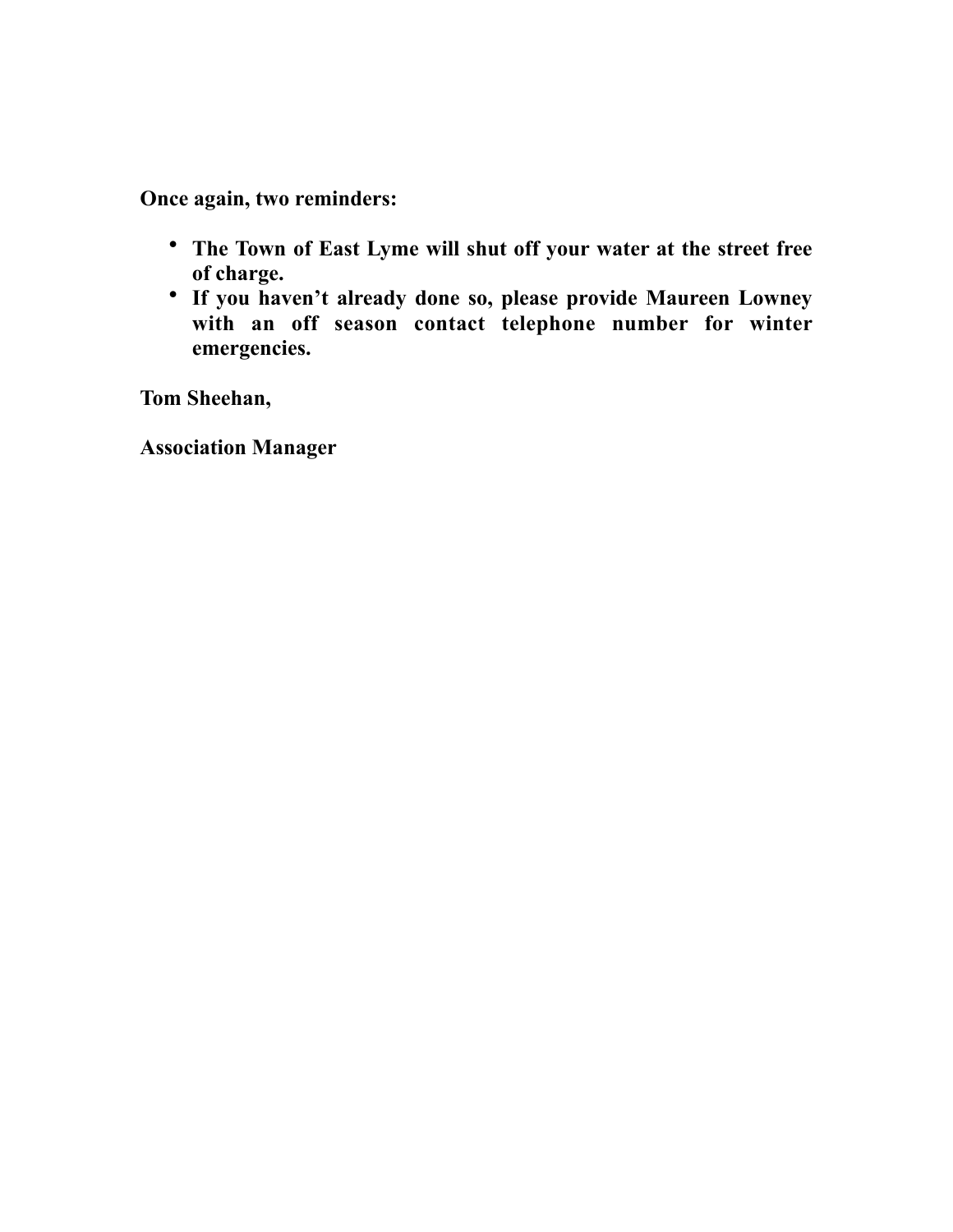**Once again, two reminders:**

- **The Town of East Lyme will shut off your water at the street free of charge.**
- **If you haven't already done so, please provide Maureen Lowney with an off season contact telephone number for winter emergencies.**

**Tom Sheehan,**

**Association Manager**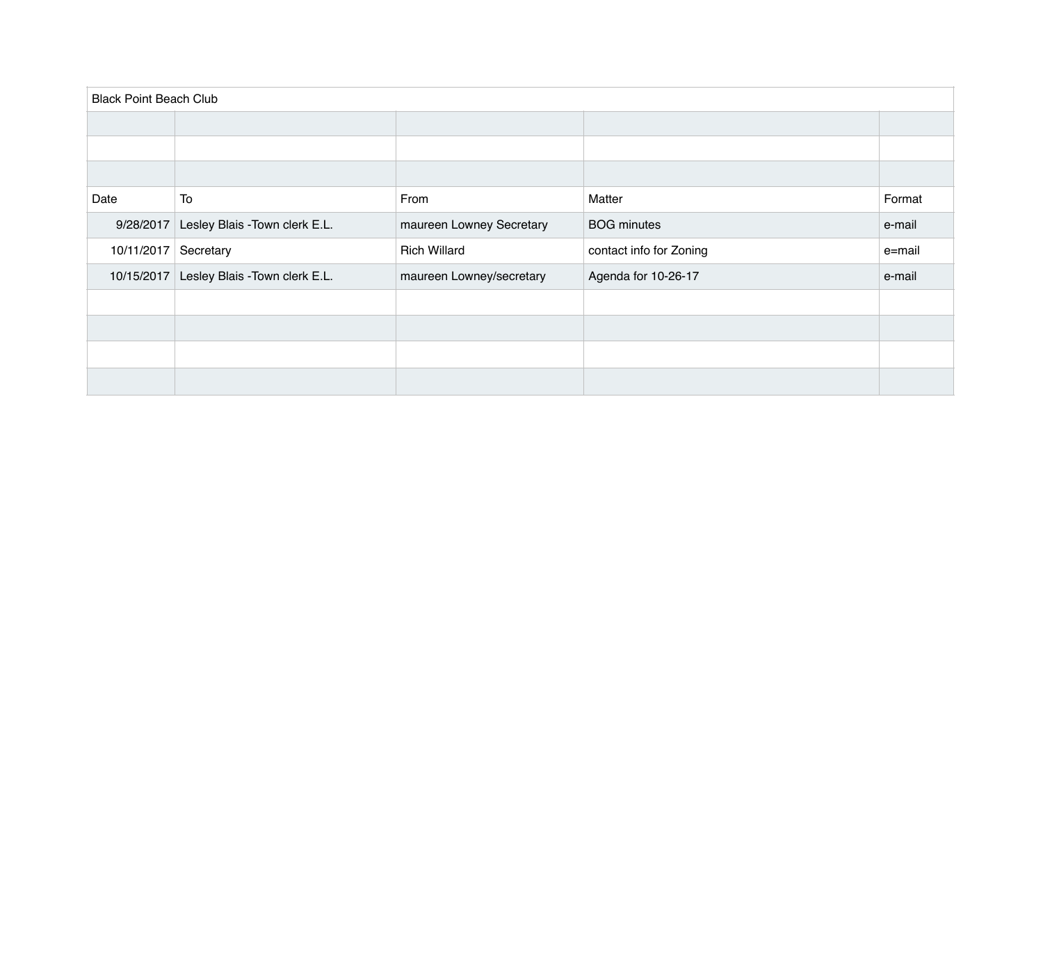Black Point Beach Club

| Date | To | From | Matter | Format |
|---|---|---|---|---|
| 9/28/2017 | Lesley Blais -Town clerk E.L. | maureen Lowney Secretary | BOG minutes | e-mail |
| 10/11/2017 | Secretary | Rich Willard | contact info for Zoning | e=mail |
| 10/15/2017 | Lesley Blais -Town clerk E.L. | maureen Lowney/secretary | Agenda for 10-26-17 | e-mail |